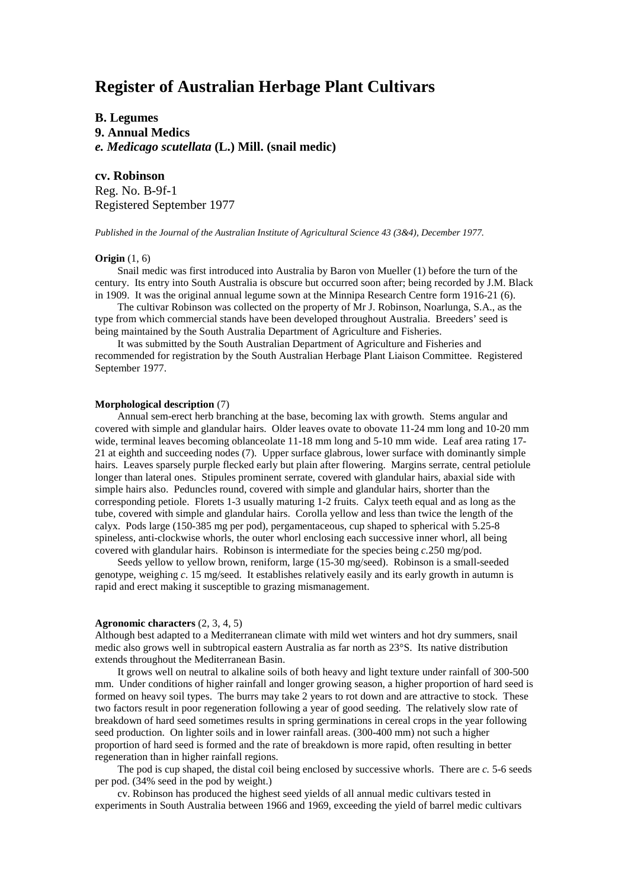# Register of Australian Herbage Plant Cultivars

**B. Legumes**
**9. Annual Medics**
***e. Medicago scutellata*** **(L.) Mill. (snail medic)**

**cv. Robinson**
Reg. No. B-9f-1
Registered September 1977

*Published in the Journal of the Australian Institute of Agricultural Science 43 (3&4), December 1977.*

**Origin** (1, 6)

Snail medic was first introduced into Australia by Baron von Mueller (1) before the turn of the century. Its entry into South Australia is obscure but occurred soon after; being recorded by J.M. Black in 1909. It was the original annual legume sown at the Minnipa Research Centre form 1916-21 (6).

The cultivar Robinson was collected on the property of Mr J. Robinson, Noarlunga, S.A., as the type from which commercial stands have been developed throughout Australia. Breeders' seed is being maintained by the South Australia Department of Agriculture and Fisheries.

It was submitted by the South Australian Department of Agriculture and Fisheries and recommended for registration by the South Australian Herbage Plant Liaison Committee. Registered September 1977.

**Morphological description** (7)

Annual sem-erect herb branching at the base, becoming lax with growth. Stems angular and covered with simple and glandular hairs. Older leaves ovate to obovate 11-24 mm long and 10-20 mm wide, terminal leaves becoming oblanceolate 11-18 mm long and 5-10 mm wide. Leaf area rating 17-21 at eighth and succeeding nodes (7). Upper surface glabrous, lower surface with dominantly simple hairs. Leaves sparsely purple flecked early but plain after flowering. Margins serrate, central petiolule longer than lateral ones. Stipules prominent serrate, covered with glandular hairs, abaxial side with simple hairs also. Peduncles round, covered with simple and glandular hairs, shorter than the corresponding petiole. Florets 1-3 usually maturing 1-2 fruits. Calyx teeth equal and as long as the tube, covered with simple and glandular hairs. Corolla yellow and less than twice the length of the calyx. Pods large (150-385 mg per pod), pergamentaceous, cup shaped to spherical with 5.25-8 spineless, anti-clockwise whorls, the outer whorl enclosing each successive inner whorl, all being covered with glandular hairs. Robinson is intermediate for the species being *c*.250 mg/pod.

Seeds yellow to yellow brown, reniform, large (15-30 mg/seed). Robinson is a small-seeded genotype, weighing *c*. 15 mg/seed. It establishes relatively easily and its early growth in autumn is rapid and erect making it susceptible to grazing mismanagement.

**Agronomic characters** (2, 3, 4, 5)

Although best adapted to a Mediterranean climate with mild wet winters and hot dry summers, snail medic also grows well in subtropical eastern Australia as far north as 23°S. Its native distribution extends throughout the Mediterranean Basin.

It grows well on neutral to alkaline soils of both heavy and light texture under rainfall of 300-500 mm. Under conditions of higher rainfall and longer growing season, a higher proportion of hard seed is formed on heavy soil types. The burrs may take 2 years to rot down and are attractive to stock. These two factors result in poor regeneration following a year of good seeding. The relatively slow rate of breakdown of hard seed sometimes results in spring germinations in cereal crops in the year following seed production. On lighter soils and in lower rainfall areas. (300-400 mm) not such a higher proportion of hard seed is formed and the rate of breakdown is more rapid, often resulting in better regeneration than in higher rainfall regions.

The pod is cup shaped, the distal coil being enclosed by successive whorls. There are *c.* 5-6 seeds per pod. (34% seed in the pod by weight.)

cv. Robinson has produced the highest seed yields of all annual medic cultivars tested in experiments in South Australia between 1966 and 1969, exceeding the yield of barrel medic cultivars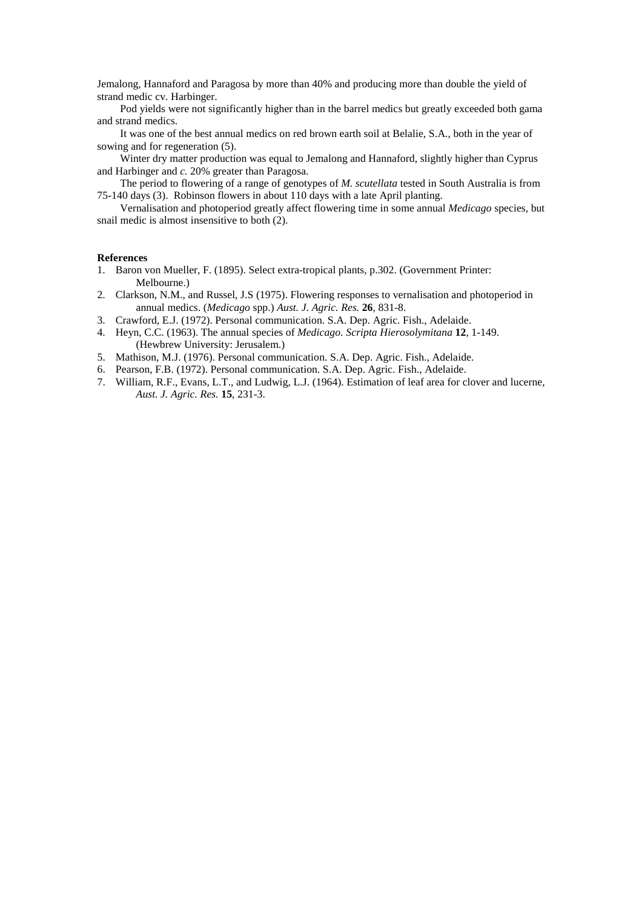Jemalong, Hannaford and Paragosa by more than 40% and producing more than double the yield of strand medic cv. Harbinger.

Pod yields were not significantly higher than in the barrel medics but greatly exceeded both gama and strand medics.

It was one of the best annual medics on red brown earth soil at Belalie, S.A., both in the year of sowing and for regeneration (5).

Winter dry matter production was equal to Jemalong and Hannaford, slightly higher than Cyprus and Harbinger and *c.* 20% greater than Paragosa.

The period to flowering of a range of genotypes of *M. scutellata* tested in South Australia is from 75-140 days (3). Robinson flowers in about 110 days with a late April planting.

Vernalisation and photoperiod greatly affect flowering time in some annual *Medicago* species, but snail medic is almost insensitive to both (2).

**References**

1. Baron von Mueller, F. (1895). Select extra-tropical plants, p.302. (Government Printer: Melbourne.)
2. Clarkson, N.M., and Russel, J.S (1975). Flowering responses to vernalisation and photoperiod in annual medics. (*Medicago* spp.) *Aust. J. Agric. Res.* **26**, 831-8.
3. Crawford, E.J. (1972). Personal communication. S.A. Dep. Agric. Fish., Adelaide.
4. Heyn, C.C. (1963). The annual species of *Medicago. Scripta Hierosolymitana* **12**, 1-149. (Hewbrew University: Jerusalem.)
5. Mathison, M.J. (1976). Personal communication. S.A. Dep. Agric. Fish., Adelaide.
6. Pearson, F.B. (1972). Personal communication. S.A. Dep. Agric. Fish., Adelaide.
7. William, R.F., Evans, L.T., and Ludwig, L.J. (1964). Estimation of leaf area for clover and lucerne, *Aust. J. Agric. Res.* **15**, 231-3.